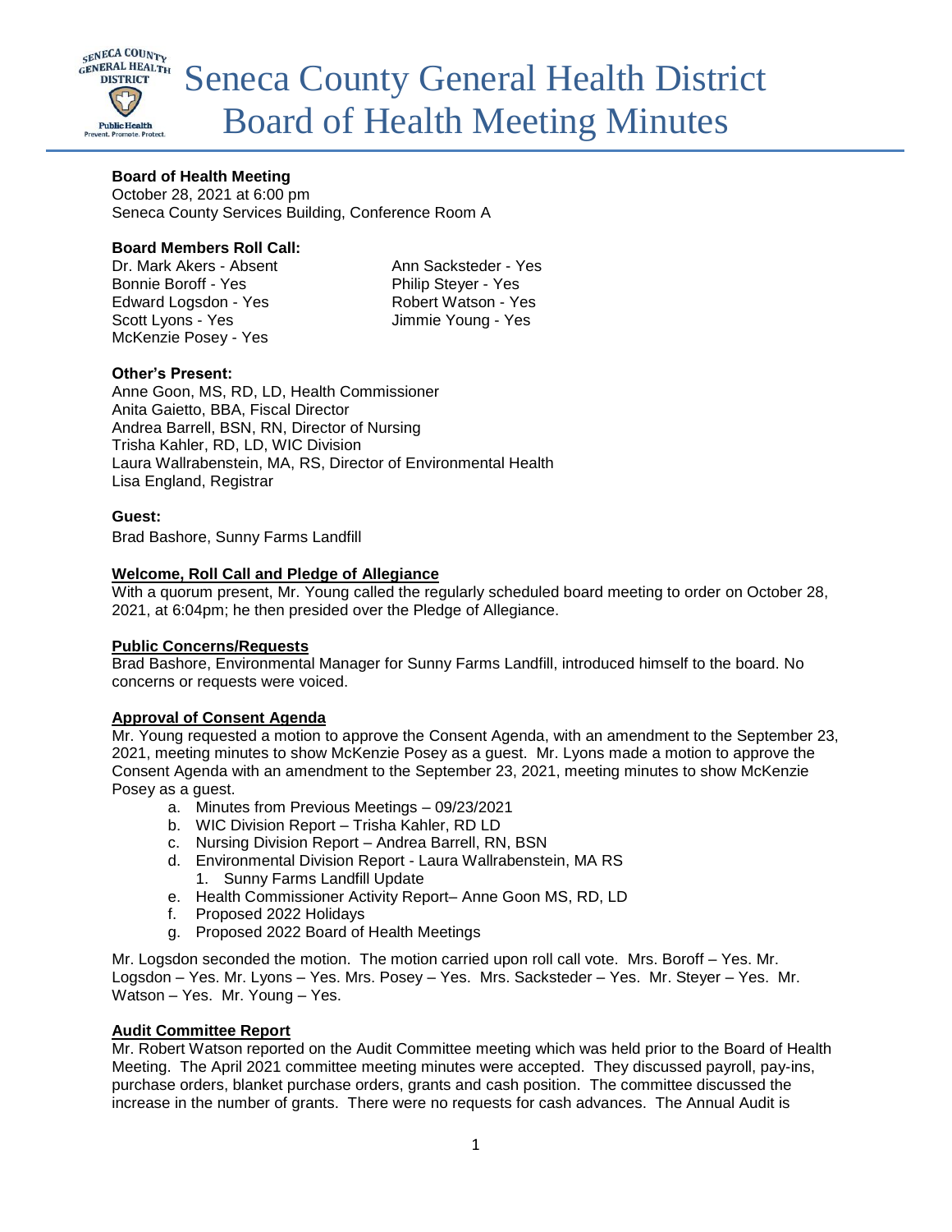# Seneca County General Health District Board of Health Meeting Minutes

**Board of Health Meeting**
October 28, 2021 at 6:00 pm
Seneca County Services Building, Conference Room A

**Board Members Roll Call:**

Dr. Mark Akers - Absent
Bonnie Boroff - Yes
Edward Logsdon - Yes
Scott Lyons - Yes
McKenzie Posey - Yes
Ann Sacksteder - Yes
Philip Steyer - Yes
Robert Watson - Yes
Jimmie Young - Yes

**Other's Present:**
Anne Goon, MS, RD, LD, Health Commissioner
Anita Gaietto, BBA, Fiscal Director
Andrea Barrell, BSN, RN, Director of Nursing
Trisha Kahler, RD, LD, WIC Division
Laura Wallrabenstein, MA, RS, Director of Environmental Health
Lisa England, Registrar

**Guest:**
Brad Bashore, Sunny Farms Landfill

**Welcome, Roll Call and Pledge of Allegiance**

With a quorum present, Mr. Young called the regularly scheduled board meeting to order on October 28, 2021, at 6:04pm; he then presided over the Pledge of Allegiance.

**Public Concerns/Requests**

Brad Bashore, Environmental Manager for Sunny Farms Landfill, introduced himself to the board. No concerns or requests were voiced.

**Approval of Consent Agenda**

Mr. Young requested a motion to approve the Consent Agenda, with an amendment to the September 23, 2021, meeting minutes to show McKenzie Posey as a guest. Mr. Lyons made a motion to approve the Consent Agenda with an amendment to the September 23, 2021, meeting minutes to show McKenzie Posey as a guest.

a. Minutes from Previous Meetings – 09/23/2021
b. WIC Division Report – Trisha Kahler, RD LD
c. Nursing Division Report – Andrea Barrell, RN, BSN
d. Environmental Division Report - Laura Wallrabenstein, MA RS
   1. Sunny Farms Landfill Update
e. Health Commissioner Activity Report– Anne Goon MS, RD, LD
f. Proposed 2022 Holidays
g. Proposed 2022 Board of Health Meetings

Mr. Logsdon seconded the motion. The motion carried upon roll call vote. Mrs. Boroff – Yes. Mr. Logsdon – Yes. Mr. Lyons – Yes. Mrs. Posey – Yes. Mrs. Sacksteder – Yes. Mr. Steyer – Yes. Mr. Watson – Yes. Mr. Young – Yes.

**Audit Committee Report**

Mr. Robert Watson reported on the Audit Committee meeting which was held prior to the Board of Health Meeting. The April 2021 committee meeting minutes were accepted. They discussed payroll, pay-ins, purchase orders, blanket purchase orders, grants and cash position. The committee discussed the increase in the number of grants. There were no requests for cash advances. The Annual Audit is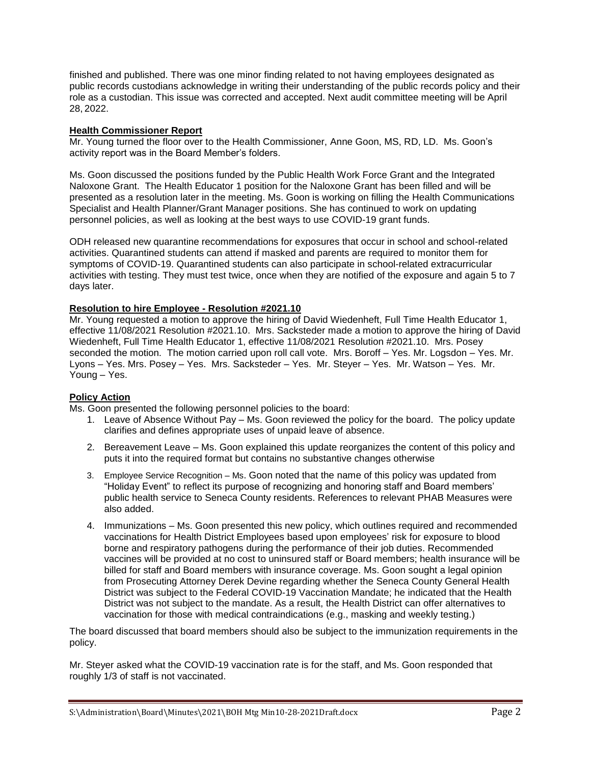finished and published. There was one minor finding related to not having employees designated as public records custodians acknowledge in writing their understanding of the public records policy and their role as a custodian. This issue was corrected and accepted. Next audit committee meeting will be April 28, 2022.

**Health Commissioner Report**

Mr. Young turned the floor over to the Health Commissioner, Anne Goon, MS, RD, LD. Ms. Goon's activity report was in the Board Member's folders.

Ms. Goon discussed the positions funded by the Public Health Work Force Grant and the Integrated Naloxone Grant. The Health Educator 1 position for the Naloxone Grant has been filled and will be presented as a resolution later in the meeting. Ms. Goon is working on filling the Health Communications Specialist and Health Planner/Grant Manager positions. She has continued to work on updating personnel policies, as well as looking at the best ways to use COVID-19 grant funds.

ODH released new quarantine recommendations for exposures that occur in school and school-related activities. Quarantined students can attend if masked and parents are required to monitor them for symptoms of COVID-19. Quarantined students can also participate in school-related extracurricular activities with testing. They must test twice, once when they are notified of the exposure and again 5 to 7 days later.

**Resolution to hire Employee - Resolution #2021.10**

Mr. Young requested a motion to approve the hiring of David Wiedenheft, Full Time Health Educator 1, effective 11/08/2021 Resolution #2021.10. Mrs. Sacksteder made a motion to approve the hiring of David Wiedenheft, Full Time Health Educator 1, effective 11/08/2021 Resolution #2021.10. Mrs. Posey seconded the motion. The motion carried upon roll call vote. Mrs. Boroff – Yes. Mr. Logsdon – Yes. Mr. Lyons – Yes. Mrs. Posey – Yes. Mrs. Sacksteder – Yes. Mr. Steyer – Yes. Mr. Watson – Yes. Mr. Young – Yes.

**Policy Action**

Ms. Goon presented the following personnel policies to the board:

1. Leave of Absence Without Pay – Ms. Goon reviewed the policy for the board. The policy update clarifies and defines appropriate uses of unpaid leave of absence.
2. Bereavement Leave – Ms. Goon explained this update reorganizes the content of this policy and puts it into the required format but contains no substantive changes otherwise
3. Employee Service Recognition – Ms. Goon noted that the name of this policy was updated from "Holiday Event" to reflect its purpose of recognizing and honoring staff and Board members' public health service to Seneca County residents. References to relevant PHAB Measures were also added.
4. Immunizations – Ms. Goon presented this new policy, which outlines required and recommended vaccinations for Health District Employees based upon employees' risk for exposure to blood borne and respiratory pathogens during the performance of their job duties. Recommended vaccines will be provided at no cost to uninsured staff or Board members; health insurance will be billed for staff and Board members with insurance coverage. Ms. Goon sought a legal opinion from Prosecuting Attorney Derek Devine regarding whether the Seneca County General Health District was subject to the Federal COVID-19 Vaccination Mandate; he indicated that the Health District was not subject to the mandate. As a result, the Health District can offer alternatives to vaccination for those with medical contraindications (e.g., masking and weekly testing.)

The board discussed that board members should also be subject to the immunization requirements in the policy.

Mr. Steyer asked what the COVID-19 vaccination rate is for the staff, and Ms. Goon responded that roughly 1/3 of staff is not vaccinated.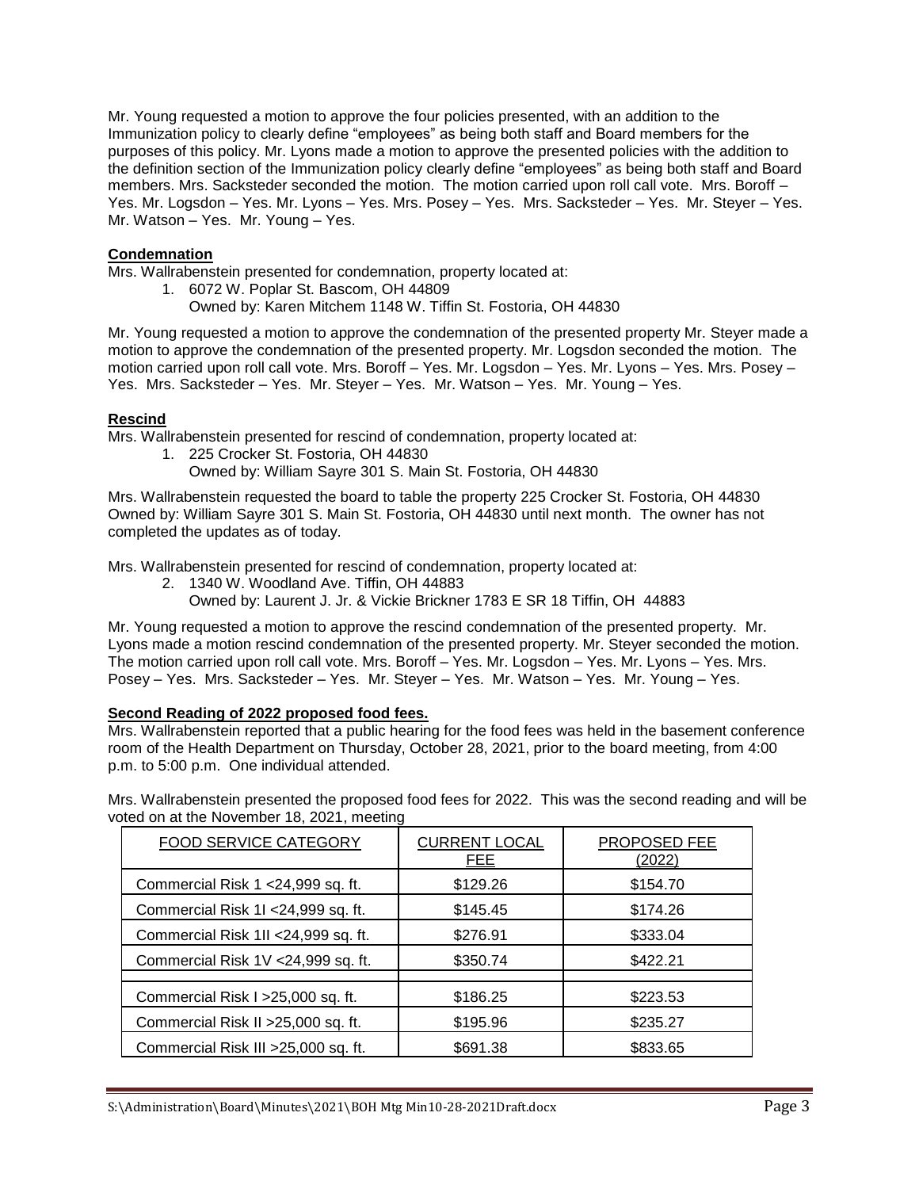Mr. Young requested a motion to approve the four policies presented, with an addition to the Immunization policy to clearly define "employees" as being both staff and Board members for the purposes of this policy. Mr. Lyons made a motion to approve the presented policies with the addition to the definition section of the Immunization policy clearly define "employees" as being both staff and Board members. Mrs. Sacksteder seconded the motion. The motion carried upon roll call vote. Mrs. Boroff – Yes. Mr. Logsdon – Yes. Mr. Lyons – Yes. Mrs. Posey – Yes. Mrs. Sacksteder – Yes. Mr. Steyer – Yes. Mr. Watson – Yes. Mr. Young – Yes.

**Condemnation**

Mrs. Wallrabenstein presented for condemnation, property located at:

1. 6072 W. Poplar St. Bascom, OH 44809
   Owned by: Karen Mitchem 1148 W. Tiffin St. Fostoria, OH 44830

Mr. Young requested a motion to approve the condemnation of the presented property Mr. Steyer made a motion to approve the condemnation of the presented property. Mr. Logsdon seconded the motion. The motion carried upon roll call vote. Mrs. Boroff – Yes. Mr. Logsdon – Yes. Mr. Lyons – Yes. Mrs. Posey – Yes. Mrs. Sacksteder – Yes. Mr. Steyer – Yes. Mr. Watson – Yes. Mr. Young – Yes.

**Rescind**

Mrs. Wallrabenstein presented for rescind of condemnation, property located at:

1. 225 Crocker St. Fostoria, OH 44830
   Owned by: William Sayre 301 S. Main St. Fostoria, OH 44830

Mrs. Wallrabenstein requested the board to table the property 225 Crocker St. Fostoria, OH 44830 Owned by: William Sayre 301 S. Main St. Fostoria, OH 44830 until next month. The owner has not completed the updates as of today.

Mrs. Wallrabenstein presented for rescind of condemnation, property located at:

2. 1340 W. Woodland Ave. Tiffin, OH 44883
   Owned by: Laurent J. Jr. & Vickie Brickner 1783 E SR 18 Tiffin, OH 44883

Mr. Young requested a motion to approve the rescind condemnation of the presented property. Mr. Lyons made a motion rescind condemnation of the presented property. Mr. Steyer seconded the motion. The motion carried upon roll call vote. Mrs. Boroff – Yes. Mr. Logsdon – Yes. Mr. Lyons – Yes. Mrs. Posey – Yes. Mrs. Sacksteder – Yes. Mr. Steyer – Yes. Mr. Watson – Yes. Mr. Young – Yes.

**Second Reading of 2022 proposed food fees.**

Mrs. Wallrabenstein reported that a public hearing for the food fees was held in the basement conference room of the Health Department on Thursday, October 28, 2021, prior to the board meeting, from 4:00 p.m. to 5:00 p.m. One individual attended.

Mrs. Wallrabenstein presented the proposed food fees for 2022. This was the second reading and will be voted on at the November 18, 2021, meeting

| FOOD SERVICE CATEGORY | CURRENT LOCAL FEE | PROPOSED FEE (2022) |
|---|---|---|
| Commercial Risk 1 <24,999 sq. ft. | $129.26 | $154.70 |
| Commercial Risk 1I <24,999 sq. ft. | $145.45 | $174.26 |
| Commercial Risk 1II <24,999 sq. ft. | $276.91 | $333.04 |
| Commercial Risk 1V <24,999 sq. ft. | $350.74 | $422.21 |
| | | |
| Commercial Risk I >25,000 sq. ft. | $186.25 | $223.53 |
| Commercial Risk II >25,000 sq. ft. | $195.96 | $235.27 |
| Commercial Risk III >25,000 sq. ft. | $691.38 | $833.65 |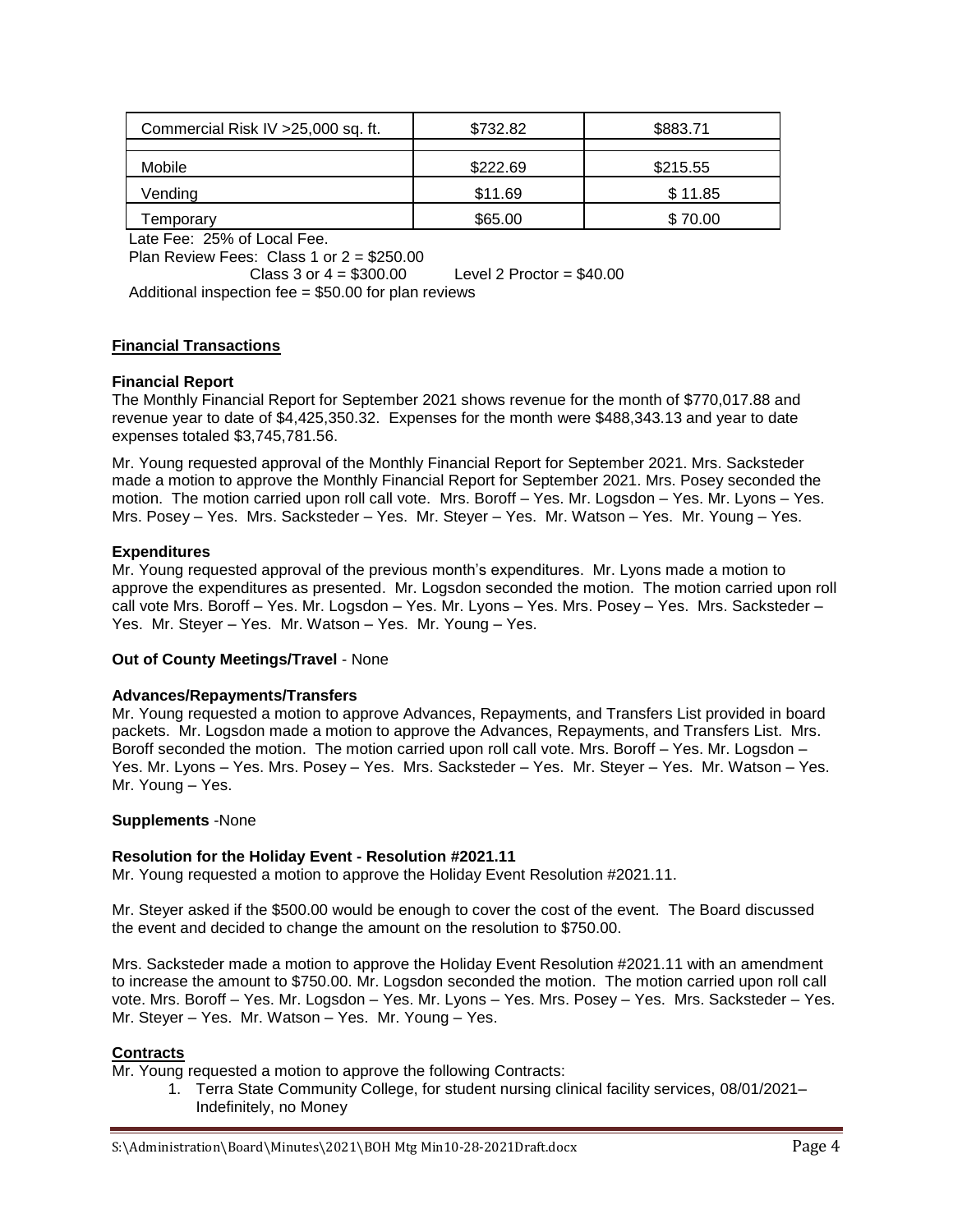| Commercial Risk IV >25,000 sq. ft. | $732.82 | $883.71 |
|---|---|---|
| | | |
| Mobile | $222.69 | $215.55 |
| Vending | $11.69 | $ 11.85 |
| Temporary | $65.00 | $ 70.00 |

Late Fee: 25% of Local Fee.

Plan Review Fees: Class 1 or 2 = $250.00
Class 3 or 4 = $300.00 Level 2 Proctor = $40.00

Additional inspection fee = $50.00 for plan reviews

## Financial Transactions

**Financial Report**

The Monthly Financial Report for September 2021 shows revenue for the month of $770,017.88 and revenue year to date of $4,425,350.32. Expenses for the month were $488,343.13 and year to date expenses totaled $3,745,781.56.

Mr. Young requested approval of the Monthly Financial Report for September 2021. Mrs. Sacksteder made a motion to approve the Monthly Financial Report for September 2021. Mrs. Posey seconded the motion. The motion carried upon roll call vote. Mrs. Boroff – Yes. Mr. Logsdon – Yes. Mr. Lyons – Yes. Mrs. Posey – Yes. Mrs. Sacksteder – Yes. Mr. Steyer – Yes. Mr. Watson – Yes. Mr. Young – Yes.

**Expenditures**

Mr. Young requested approval of the previous month's expenditures. Mr. Lyons made a motion to approve the expenditures as presented. Mr. Logsdon seconded the motion. The motion carried upon roll call vote Mrs. Boroff – Yes. Mr. Logsdon – Yes. Mr. Lyons – Yes. Mrs. Posey – Yes. Mrs. Sacksteder – Yes. Mr. Steyer – Yes. Mr. Watson – Yes. Mr. Young – Yes.

**Out of County Meetings/Travel** - None

**Advances/Repayments/Transfers**

Mr. Young requested a motion to approve Advances, Repayments, and Transfers List provided in board packets. Mr. Logsdon made a motion to approve the Advances, Repayments, and Transfers List. Mrs. Boroff seconded the motion. The motion carried upon roll call vote. Mrs. Boroff – Yes. Mr. Logsdon – Yes. Mr. Lyons – Yes. Mrs. Posey – Yes. Mrs. Sacksteder – Yes. Mr. Steyer – Yes. Mr. Watson – Yes. Mr. Young – Yes.

**Supplements** -None

**Resolution for the Holiday Event - Resolution #2021.11**

Mr. Young requested a motion to approve the Holiday Event Resolution #2021.11.

Mr. Steyer asked if the $500.00 would be enough to cover the cost of the event. The Board discussed the event and decided to change the amount on the resolution to $750.00.

Mrs. Sacksteder made a motion to approve the Holiday Event Resolution #2021.11 with an amendment to increase the amount to $750.00. Mr. Logsdon seconded the motion. The motion carried upon roll call vote. Mrs. Boroff – Yes. Mr. Logsdon – Yes. Mr. Lyons – Yes. Mrs. Posey – Yes. Mrs. Sacksteder – Yes. Mr. Steyer – Yes. Mr. Watson – Yes. Mr. Young – Yes.

## Contracts

Mr. Young requested a motion to approve the following Contracts:

1. Terra State Community College, for student nursing clinical facility services, 08/01/2021– Indefinitely, no Money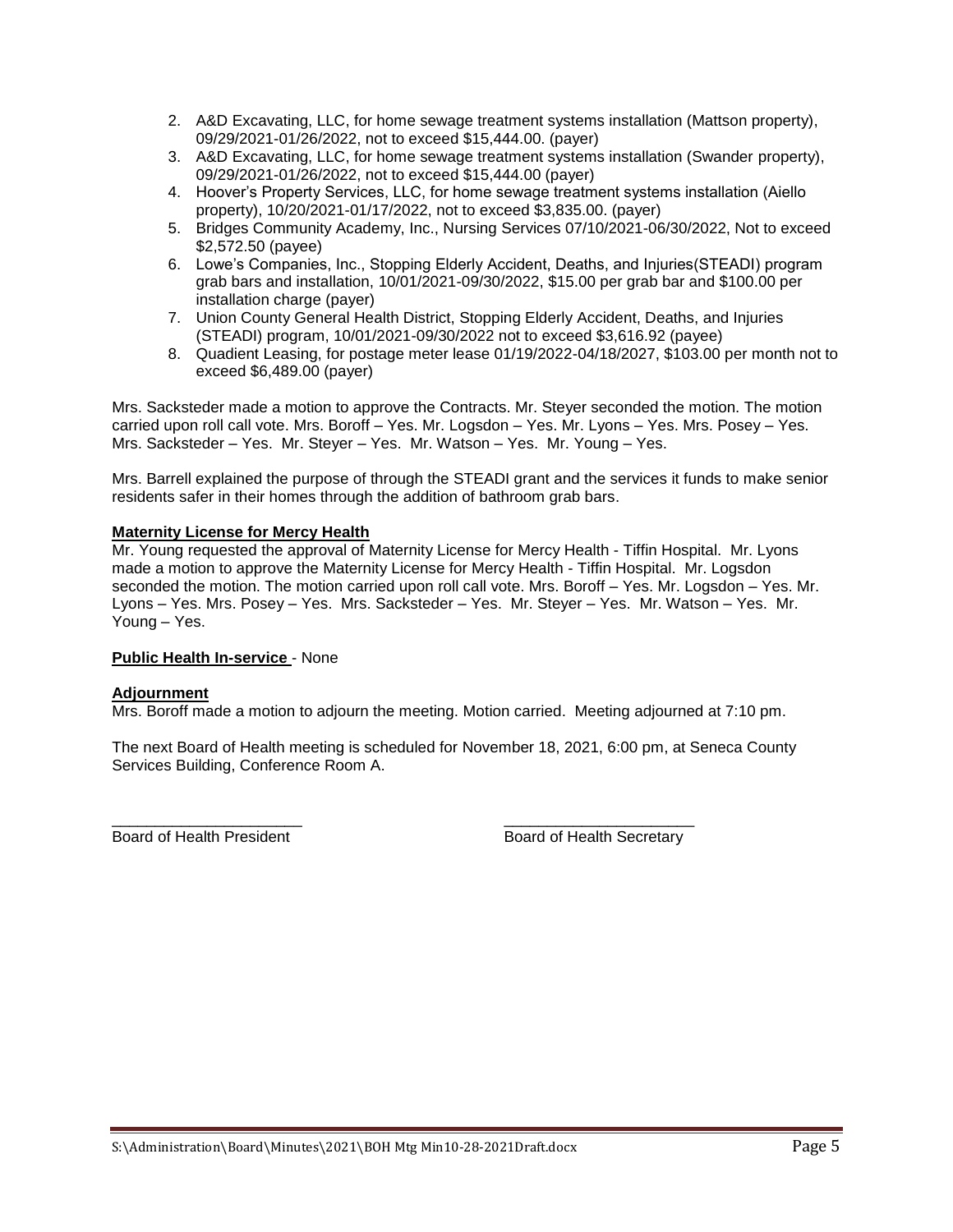2. A&D Excavating, LLC, for home sewage treatment systems installation (Mattson property), 09/29/2021-01/26/2022, not to exceed $15,444.00. (payer)
3. A&D Excavating, LLC, for home sewage treatment systems installation (Swander property), 09/29/2021-01/26/2022, not to exceed $15,444.00 (payer)
4. Hoover's Property Services, LLC, for home sewage treatment systems installation (Aiello property), 10/20/2021-01/17/2022, not to exceed $3,835.00. (payer)
5. Bridges Community Academy, Inc., Nursing Services 07/10/2021-06/30/2022, Not to exceed $2,572.50 (payee)
6. Lowe's Companies, Inc., Stopping Elderly Accident, Deaths, and Injuries(STEADI) program grab bars and installation, 10/01/2021-09/30/2022, $15.00 per grab bar and $100.00 per installation charge (payer)
7. Union County General Health District, Stopping Elderly Accident, Deaths, and Injuries (STEADI) program, 10/01/2021-09/30/2022 not to exceed $3,616.92 (payee)
8. Quadient Leasing, for postage meter lease 01/19/2022-04/18/2027, $103.00 per month not to exceed $6,489.00 (payer)

Mrs. Sacksteder made a motion to approve the Contracts. Mr. Steyer seconded the motion. The motion carried upon roll call vote. Mrs. Boroff – Yes. Mr. Logsdon – Yes. Mr. Lyons – Yes. Mrs. Posey – Yes. Mrs. Sacksteder – Yes. Mr. Steyer – Yes. Mr. Watson – Yes. Mr. Young – Yes.

Mrs. Barrell explained the purpose of through the STEADI grant and the services it funds to make senior residents safer in their homes through the addition of bathroom grab bars.

**Maternity License for Mercy Health**

Mr. Young requested the approval of Maternity License for Mercy Health - Tiffin Hospital. Mr. Lyons made a motion to approve the Maternity License for Mercy Health - Tiffin Hospital. Mr. Logsdon seconded the motion. The motion carried upon roll call vote. Mrs. Boroff – Yes. Mr. Logsdon – Yes. Mr. Lyons – Yes. Mrs. Posey – Yes. Mrs. Sacksteder – Yes. Mr. Steyer – Yes. Mr. Watson – Yes. Mr. Young – Yes.

**Public Health In-service** - None

**Adjournment**

Mrs. Boroff made a motion to adjourn the meeting. Motion carried. Meeting adjourned at 7:10 pm.

The next Board of Health meeting is scheduled for November 18, 2021, 6:00 pm, at Seneca County Services Building, Conference Room A.

______________________ ______________________

Board of Health President Board of Health Secretary